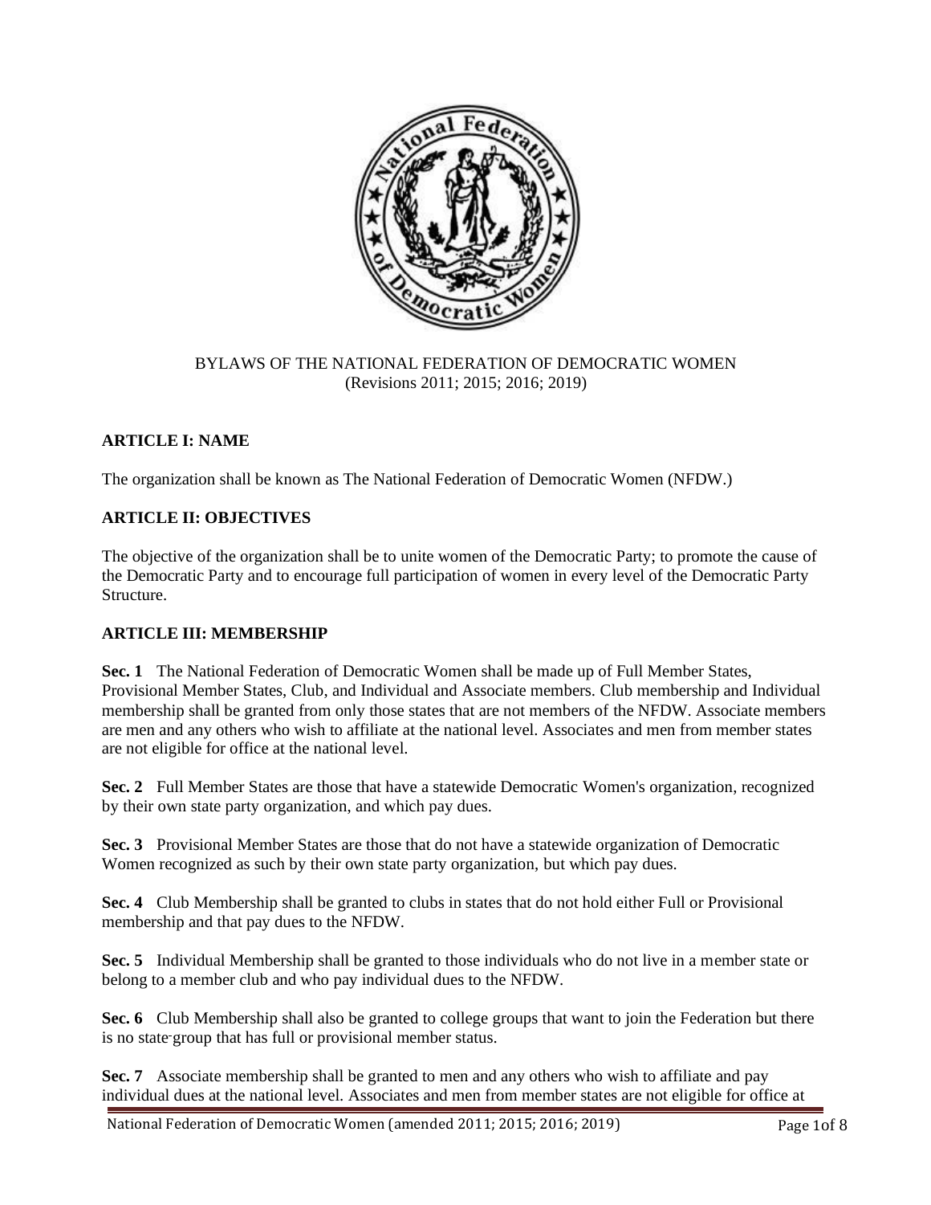BYLAWS OF THE NATIONAL FEDERATION OF DEMOCRATIC WOMEN
(Revisions 2011; 2015; 2016; 2019)

## ARTICLE I: NAME

The organization shall be known as The National Federation of Democratic Women (NFDW.)

## ARTICLE II: OBJECTIVES

The objective of the organization shall be to unite women of the Democratic Party; to promote the cause of the Democratic Party and to encourage full participation of women in every level of the Democratic Party Structure.

## ARTICLE III: MEMBERSHIP

**Sec. 1** The National Federation of Democratic Women shall be made up of Full Member States, Provisional Member States, Club, and Individual and Associate members. Club membership and Individual membership shall be granted from only those states that are not members of the NFDW. Associate members are men and any others who wish to affiliate at the national level. Associates and men from member states are not eligible for office at the national level.

**Sec. 2** Full Member States are those that have a statewide Democratic Women's organization, recognized by their own state party organization, and which pay dues.

**Sec. 3** Provisional Member States are those that do not have a statewide organization of Democratic Women recognized as such by their own state party organization, but which pay dues.

**Sec. 4** Club Membership shall be granted to clubs in states that do not hold either Full or Provisional membership and that pay dues to the NFDW.

**Sec. 5** Individual Membership shall be granted to those individuals who do not live in a member state or belong to a member club and who pay individual dues to the NFDW.

**Sec. 6** Club Membership shall also be granted to college groups that want to join the Federation but there is no state-group that has full or provisional member status.

**Sec. 7** Associate membership shall be granted to men and any others who wish to affiliate and pay individual dues at the national level. Associates and men from member states are not eligible for office at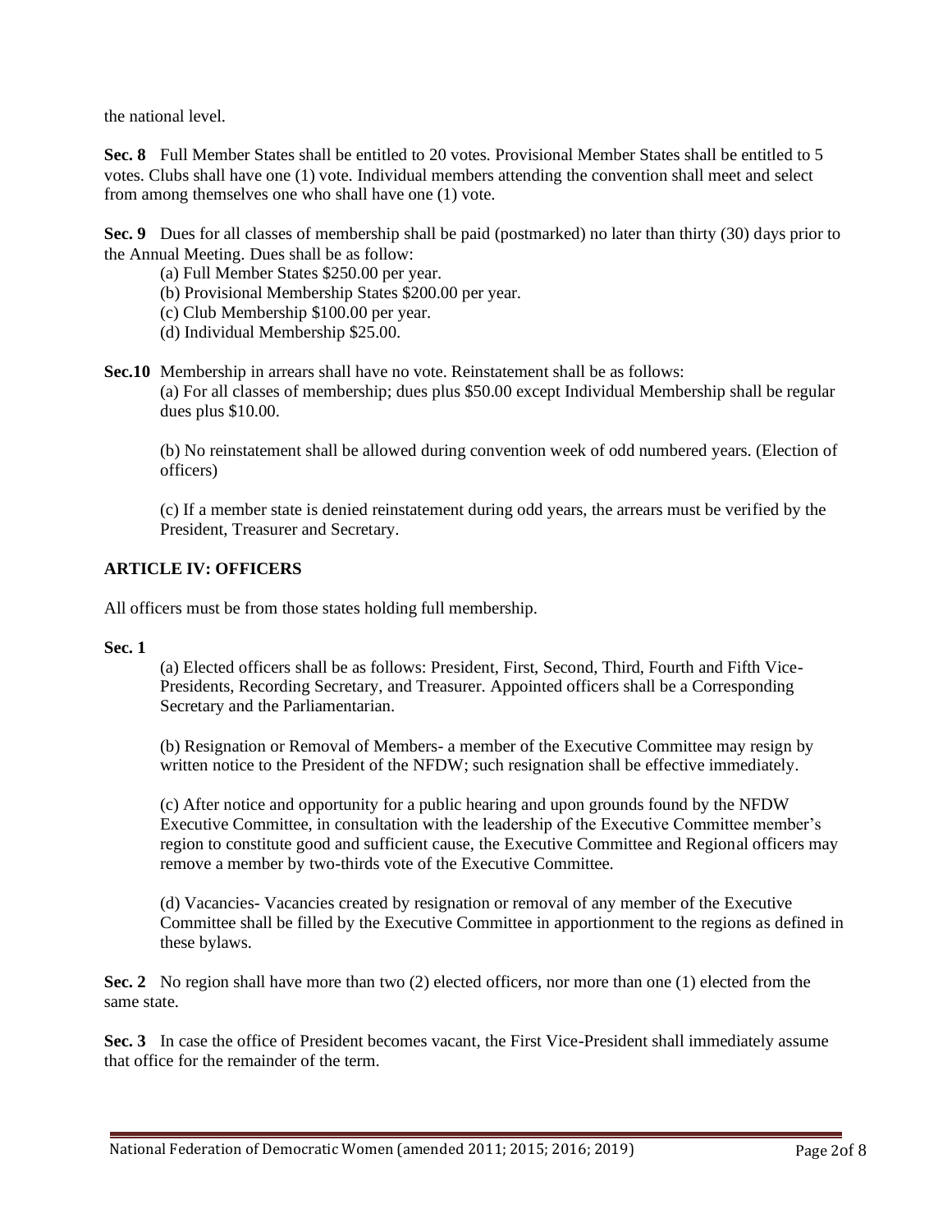the national level.

**Sec. 8** Full Member States shall be entitled to 20 votes. Provisional Member States shall be entitled to 5 votes. Clubs shall have one (1) vote. Individual members attending the convention shall meet and select from among themselves one who shall have one (1) vote.

**Sec. 9** Dues for all classes of membership shall be paid (postmarked) no later than thirty (30) days prior to the Annual Meeting. Dues shall be as follow:

(a) Full Member States $250.00 per year.
(b) Provisional Membership States $200.00 per year.
(c) Club Membership $100.00 per year.
(d) Individual Membership $25.00.

**Sec.10** Membership in arrears shall have no vote. Reinstatement shall be as follows:

(a) For all classes of membership; dues plus $50.00 except Individual Membership shall be regular dues plus $10.00.

(b) No reinstatement shall be allowed during convention week of odd numbered years. (Election of officers)

(c) If a member state is denied reinstatement during odd years, the arrears must be verified by the President, Treasurer and Secretary.

## ARTICLE IV: OFFICERS

All officers must be from those states holding full membership.

**Sec. 1**

(a) Elected officers shall be as follows: President, First, Second, Third, Fourth and Fifth Vice-Presidents, Recording Secretary, and Treasurer. Appointed officers shall be a Corresponding Secretary and the Parliamentarian.

(b) Resignation or Removal of Members- a member of the Executive Committee may resign by written notice to the President of the NFDW; such resignation shall be effective immediately.

(c) After notice and opportunity for a public hearing and upon grounds found by the NFDW Executive Committee, in consultation with the leadership of the Executive Committee member's region to constitute good and sufficient cause, the Executive Committee and Regional officers may remove a member by two-thirds vote of the Executive Committee.

(d) Vacancies- Vacancies created by resignation or removal of any member of the Executive Committee shall be filled by the Executive Committee in apportionment to the regions as defined in these bylaws.

**Sec. 2** No region shall have more than two (2) elected officers, nor more than one (1) elected from the same state.

**Sec. 3** In case the office of President becomes vacant, the First Vice-President shall immediately assume that office for the remainder of the term.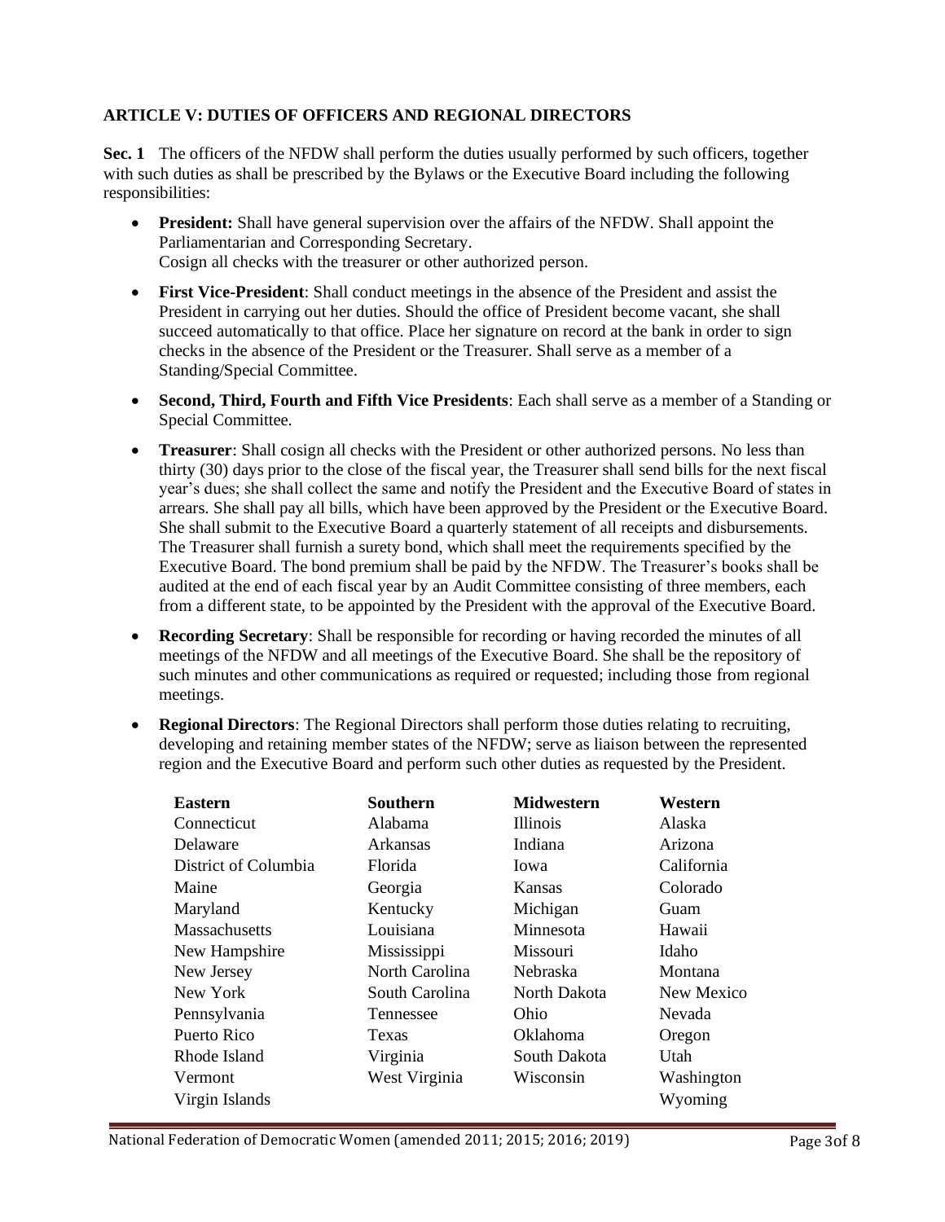## ARTICLE V: DUTIES OF OFFICERS AND REGIONAL DIRECTORS

**Sec. 1** The officers of the NFDW shall perform the duties usually performed by such officers, together with such duties as shall be prescribed by the Bylaws or the Executive Board including the following responsibilities:

- **President:** Shall have general supervision over the affairs of the NFDW. Shall appoint the Parliamentarian and Corresponding Secretary.
  Cosign all checks with the treasurer or other authorized person.
- **First Vice-President**: Shall conduct meetings in the absence of the President and assist the President in carrying out her duties. Should the office of President become vacant, she shall succeed automatically to that office. Place her signature on record at the bank in order to sign checks in the absence of the President or the Treasurer. Shall serve as a member of a Standing/Special Committee.
- **Second, Third, Fourth and Fifth Vice Presidents**: Each shall serve as a member of a Standing or Special Committee.
- **Treasurer**: Shall cosign all checks with the President or other authorized persons. No less than thirty (30) days prior to the close of the fiscal year, the Treasurer shall send bills for the next fiscal year's dues; she shall collect the same and notify the President and the Executive Board of states in arrears. She shall pay all bills, which have been approved by the President or the Executive Board. She shall submit to the Executive Board a quarterly statement of all receipts and disbursements. The Treasurer shall furnish a surety bond, which shall meet the requirements specified by the Executive Board. The bond premium shall be paid by the NFDW. The Treasurer's books shall be audited at the end of each fiscal year by an Audit Committee consisting of three members, each from a different state, to be appointed by the President with the approval of the Executive Board.
- **Recording Secretary**: Shall be responsible for recording or having recorded the minutes of all meetings of the NFDW and all meetings of the Executive Board. She shall be the repository of such minutes and other communications as required or requested; including those from regional meetings.
- **Regional Directors**: The Regional Directors shall perform those duties relating to recruiting, developing and retaining member states of the NFDW; serve as liaison between the represented region and the Executive Board and perform such other duties as requested by the President.

| Eastern | Southern | Midwestern | Western |
|---|---|---|---|
| Connecticut | Alabama | Illinois | Alaska |
| Delaware | Arkansas | Indiana | Arizona |
| District of Columbia | Florida | Iowa | California |
| Maine | Georgia | Kansas | Colorado |
| Maryland | Kentucky | Michigan | Guam |
| Massachusetts | Louisiana | Minnesota | Hawaii |
| New Hampshire | Mississippi | Missouri | Idaho |
| New Jersey | North Carolina | Nebraska | Montana |
| New York | South Carolina | North Dakota | New Mexico |
| Pennsylvania | Tennessee | Ohio | Nevada |
| Puerto Rico | Texas | Oklahoma | Oregon |
| Rhode Island | Virginia | South Dakota | Utah |
| Vermont | West Virginia | Wisconsin | Washington |
| Virgin Islands | | | Wyoming |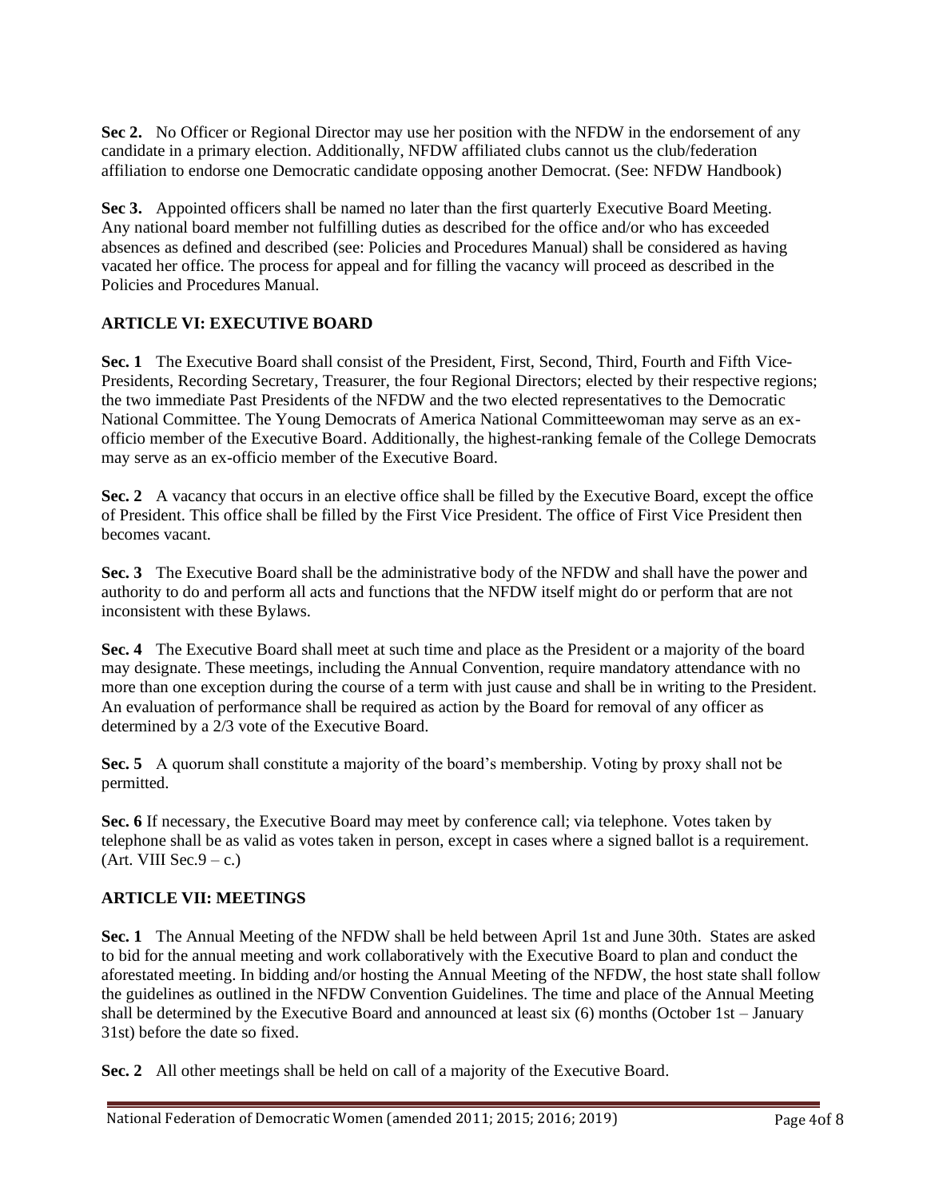**Sec 2.** No Officer or Regional Director may use her position with the NFDW in the endorsement of any candidate in a primary election. Additionally, NFDW affiliated clubs cannot us the club/federation affiliation to endorse one Democratic candidate opposing another Democrat. (See: NFDW Handbook)

**Sec 3.** Appointed officers shall be named no later than the first quarterly Executive Board Meeting. Any national board member not fulfilling duties as described for the office and/or who has exceeded absences as defined and described (see: Policies and Procedures Manual) shall be considered as having vacated her office. The process for appeal and for filling the vacancy will proceed as described in the Policies and Procedures Manual.

## ARTICLE VI: EXECUTIVE BOARD

**Sec. 1** The Executive Board shall consist of the President, First, Second, Third, Fourth and Fifth Vice-Presidents, Recording Secretary, Treasurer, the four Regional Directors; elected by their respective regions; the two immediate Past Presidents of the NFDW and the two elected representatives to the Democratic National Committee. The Young Democrats of America National Committeewoman may serve as an ex-officio member of the Executive Board. Additionally, the highest-ranking female of the College Democrats may serve as an ex-officio member of the Executive Board.

**Sec. 2** A vacancy that occurs in an elective office shall be filled by the Executive Board, except the office of President. This office shall be filled by the First Vice President. The office of First Vice President then becomes vacant.

**Sec. 3** The Executive Board shall be the administrative body of the NFDW and shall have the power and authority to do and perform all acts and functions that the NFDW itself might do or perform that are not inconsistent with these Bylaws.

**Sec. 4** The Executive Board shall meet at such time and place as the President or a majority of the board may designate. These meetings, including the Annual Convention, require mandatory attendance with no more than one exception during the course of a term with just cause and shall be in writing to the President. An evaluation of performance shall be required as action by the Board for removal of any officer as determined by a 2/3 vote of the Executive Board.

**Sec. 5** A quorum shall constitute a majority of the board's membership. Voting by proxy shall not be permitted.

**Sec. 6** If necessary, the Executive Board may meet by conference call; via telephone. Votes taken by telephone shall be as valid as votes taken in person, except in cases where a signed ballot is a requirement. (Art. VIII Sec.9 – c.)

## ARTICLE VII: MEETINGS

**Sec. 1** The Annual Meeting of the NFDW shall be held between April 1st and June 30th. States are asked to bid for the annual meeting and work collaboratively with the Executive Board to plan and conduct the aforestated meeting. In bidding and/or hosting the Annual Meeting of the NFDW, the host state shall follow the guidelines as outlined in the NFDW Convention Guidelines. The time and place of the Annual Meeting shall be determined by the Executive Board and announced at least six (6) months (October 1st – January 31st) before the date so fixed.

**Sec. 2** All other meetings shall be held on call of a majority of the Executive Board.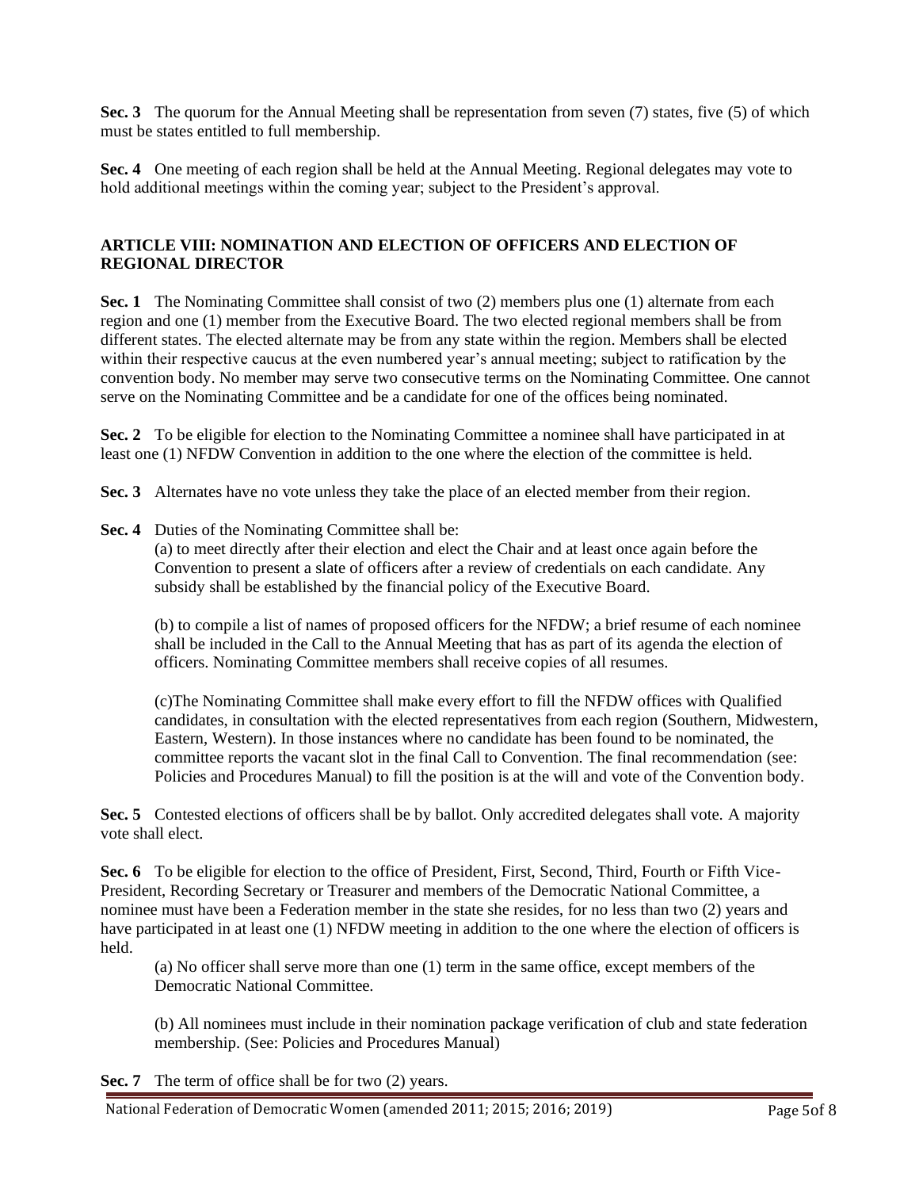**Sec. 3** The quorum for the Annual Meeting shall be representation from seven (7) states, five (5) of which must be states entitled to full membership.

**Sec. 4** One meeting of each region shall be held at the Annual Meeting. Regional delegates may vote to hold additional meetings within the coming year; subject to the President's approval.

## ARTICLE VIII: NOMINATION AND ELECTION OF OFFICERS AND ELECTION OF REGIONAL DIRECTOR

**Sec. 1** The Nominating Committee shall consist of two (2) members plus one (1) alternate from each region and one (1) member from the Executive Board. The two elected regional members shall be from different states. The elected alternate may be from any state within the region. Members shall be elected within their respective caucus at the even numbered year's annual meeting; subject to ratification by the convention body. No member may serve two consecutive terms on the Nominating Committee. One cannot serve on the Nominating Committee and be a candidate for one of the offices being nominated.

**Sec. 2** To be eligible for election to the Nominating Committee a nominee shall have participated in at least one (1) NFDW Convention in addition to the one where the election of the committee is held.

**Sec. 3** Alternates have no vote unless they take the place of an elected member from their region.

**Sec. 4** Duties of the Nominating Committee shall be:

(a) to meet directly after their election and elect the Chair and at least once again before the Convention to present a slate of officers after a review of credentials on each candidate. Any subsidy shall be established by the financial policy of the Executive Board.

(b) to compile a list of names of proposed officers for the NFDW; a brief resume of each nominee shall be included in the Call to the Annual Meeting that has as part of its agenda the election of officers. Nominating Committee members shall receive copies of all resumes.

(c)The Nominating Committee shall make every effort to fill the NFDW offices with Qualified candidates, in consultation with the elected representatives from each region (Southern, Midwestern, Eastern, Western). In those instances where no candidate has been found to be nominated, the committee reports the vacant slot in the final Call to Convention. The final recommendation (see: Policies and Procedures Manual) to fill the position is at the will and vote of the Convention body.

**Sec. 5** Contested elections of officers shall be by ballot. Only accredited delegates shall vote. A majority vote shall elect.

**Sec. 6** To be eligible for election to the office of President, First, Second, Third, Fourth or Fifth Vice-President, Recording Secretary or Treasurer and members of the Democratic National Committee, a nominee must have been a Federation member in the state she resides, for no less than two (2) years and have participated in at least one (1) NFDW meeting in addition to the one where the election of officers is held.

(a) No officer shall serve more than one (1) term in the same office, except members of the Democratic National Committee.

(b) All nominees must include in their nomination package verification of club and state federation membership. (See: Policies and Procedures Manual)

**Sec. 7** The term of office shall be for two (2) years.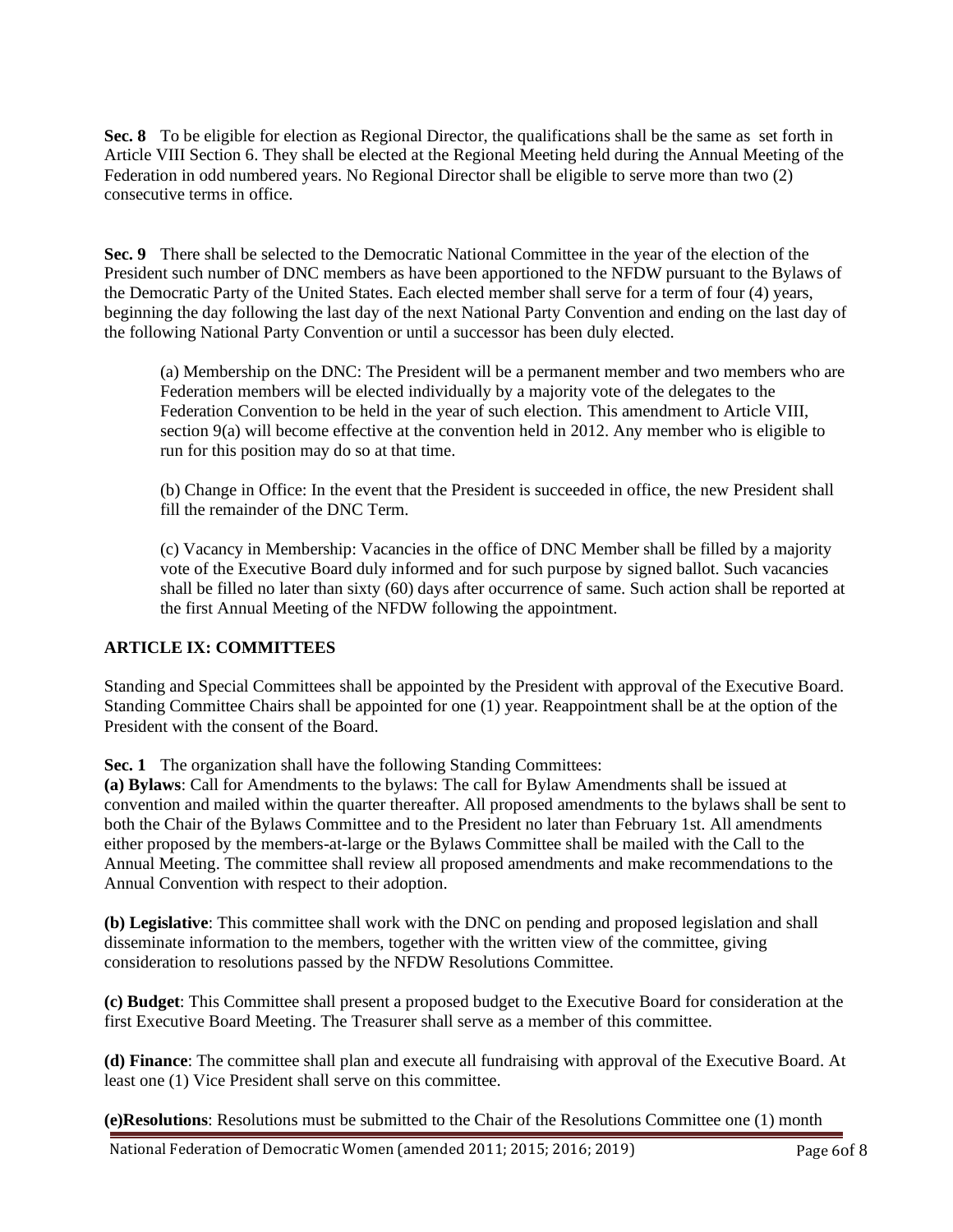**Sec. 8** To be eligible for election as Regional Director, the qualifications shall be the same as set forth in Article VIII Section 6. They shall be elected at the Regional Meeting held during the Annual Meeting of the Federation in odd numbered years. No Regional Director shall be eligible to serve more than two (2) consecutive terms in office.

**Sec. 9** There shall be selected to the Democratic National Committee in the year of the election of the President such number of DNC members as have been apportioned to the NFDW pursuant to the Bylaws of the Democratic Party of the United States. Each elected member shall serve for a term of four (4) years, beginning the day following the last day of the next National Party Convention and ending on the last day of the following National Party Convention or until a successor has been duly elected.

(a) Membership on the DNC: The President will be a permanent member and two members who are Federation members will be elected individually by a majority vote of the delegates to the Federation Convention to be held in the year of such election. This amendment to Article VIII, section 9(a) will become effective at the convention held in 2012. Any member who is eligible to run for this position may do so at that time.

(b) Change in Office: In the event that the President is succeeded in office, the new President shall fill the remainder of the DNC Term.

(c) Vacancy in Membership: Vacancies in the office of DNC Member shall be filled by a majority vote of the Executive Board duly informed and for such purpose by signed ballot. Such vacancies shall be filled no later than sixty (60) days after occurrence of same. Such action shall be reported at the first Annual Meeting of the NFDW following the appointment.

## ARTICLE IX: COMMITTEES

Standing and Special Committees shall be appointed by the President with approval of the Executive Board. Standing Committee Chairs shall be appointed for one (1) year. Reappointment shall be at the option of the President with the consent of the Board.

**Sec. 1** The organization shall have the following Standing Committees:

**(a) Bylaws**: Call for Amendments to the bylaws: The call for Bylaw Amendments shall be issued at convention and mailed within the quarter thereafter. All proposed amendments to the bylaws shall be sent to both the Chair of the Bylaws Committee and to the President no later than February 1st. All amendments either proposed by the members-at-large or the Bylaws Committee shall be mailed with the Call to the Annual Meeting. The committee shall review all proposed amendments and make recommendations to the Annual Convention with respect to their adoption.

**(b) Legislative**: This committee shall work with the DNC on pending and proposed legislation and shall disseminate information to the members, together with the written view of the committee, giving consideration to resolutions passed by the NFDW Resolutions Committee.

**(c) Budget**: This Committee shall present a proposed budget to the Executive Board for consideration at the first Executive Board Meeting. The Treasurer shall serve as a member of this committee.

**(d) Finance**: The committee shall plan and execute all fundraising with approval of the Executive Board. At least one (1) Vice President shall serve on this committee.

**(e)Resolutions**: Resolutions must be submitted to the Chair of the Resolutions Committee one (1) month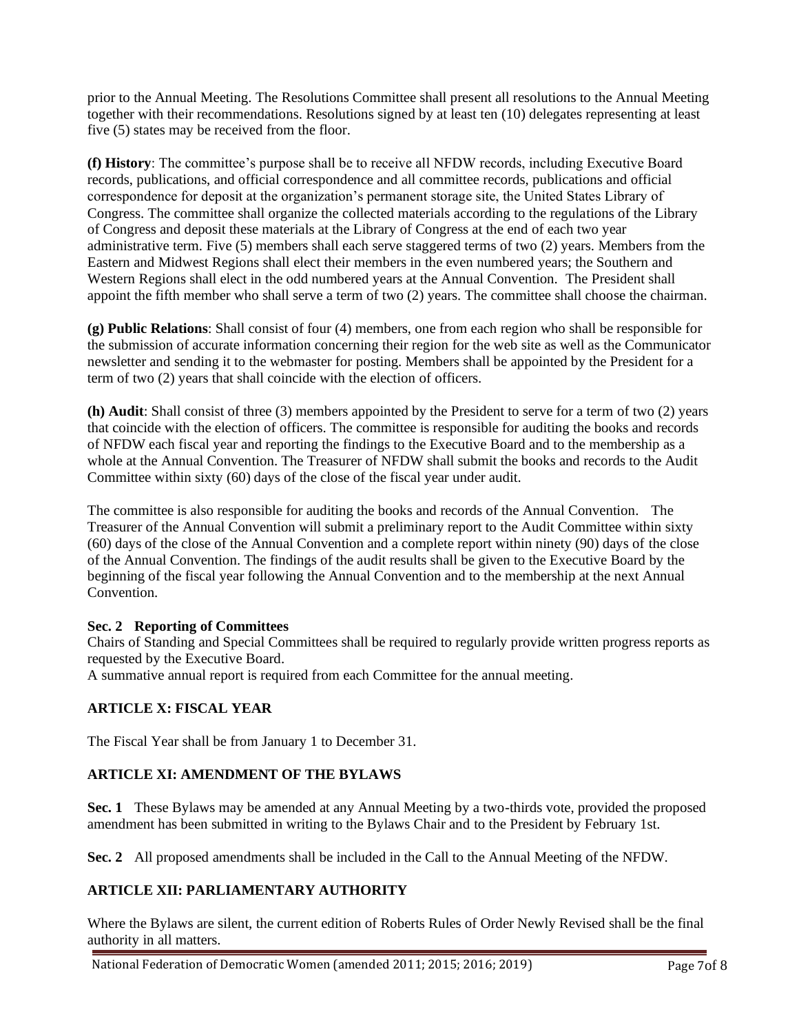prior to the Annual Meeting. The Resolutions Committee shall present all resolutions to the Annual Meeting together with their recommendations. Resolutions signed by at least ten (10) delegates representing at least five (5) states may be received from the floor.

**(f) History**: The committee's purpose shall be to receive all NFDW records, including Executive Board records, publications, and official correspondence and all committee records, publications and official correspondence for deposit at the organization's permanent storage site, the United States Library of Congress. The committee shall organize the collected materials according to the regulations of the Library of Congress and deposit these materials at the Library of Congress at the end of each two year administrative term. Five (5) members shall each serve staggered terms of two (2) years. Members from the Eastern and Midwest Regions shall elect their members in the even numbered years; the Southern and Western Regions shall elect in the odd numbered years at the Annual Convention. The President shall appoint the fifth member who shall serve a term of two (2) years. The committee shall choose the chairman.

**(g) Public Relations**: Shall consist of four (4) members, one from each region who shall be responsible for the submission of accurate information concerning their region for the web site as well as the Communicator newsletter and sending it to the webmaster for posting. Members shall be appointed by the President for a term of two (2) years that shall coincide with the election of officers.

**(h) Audit**: Shall consist of three (3) members appointed by the President to serve for a term of two (2) years that coincide with the election of officers. The committee is responsible for auditing the books and records of NFDW each fiscal year and reporting the findings to the Executive Board and to the membership as a whole at the Annual Convention. The Treasurer of NFDW shall submit the books and records to the Audit Committee within sixty (60) days of the close of the fiscal year under audit.

The committee is also responsible for auditing the books and records of the Annual Convention. The Treasurer of the Annual Convention will submit a preliminary report to the Audit Committee within sixty (60) days of the close of the Annual Convention and a complete report within ninety (90) days of the close of the Annual Convention. The findings of the audit results shall be given to the Executive Board by the beginning of the fiscal year following the Annual Convention and to the membership at the next Annual Convention.

**Sec. 2 Reporting of Committees**

Chairs of Standing and Special Committees shall be required to regularly provide written progress reports as requested by the Executive Board.

A summative annual report is required from each Committee for the annual meeting.

## ARTICLE X: FISCAL YEAR

The Fiscal Year shall be from January 1 to December 31.

## ARTICLE XI: AMENDMENT OF THE BYLAWS

**Sec. 1** These Bylaws may be amended at any Annual Meeting by a two-thirds vote, provided the proposed amendment has been submitted in writing to the Bylaws Chair and to the President by February 1st.

**Sec. 2** All proposed amendments shall be included in the Call to the Annual Meeting of the NFDW.

## ARTICLE XII: PARLIAMENTARY AUTHORITY

Where the Bylaws are silent, the current edition of Roberts Rules of Order Newly Revised shall be the final authority in all matters.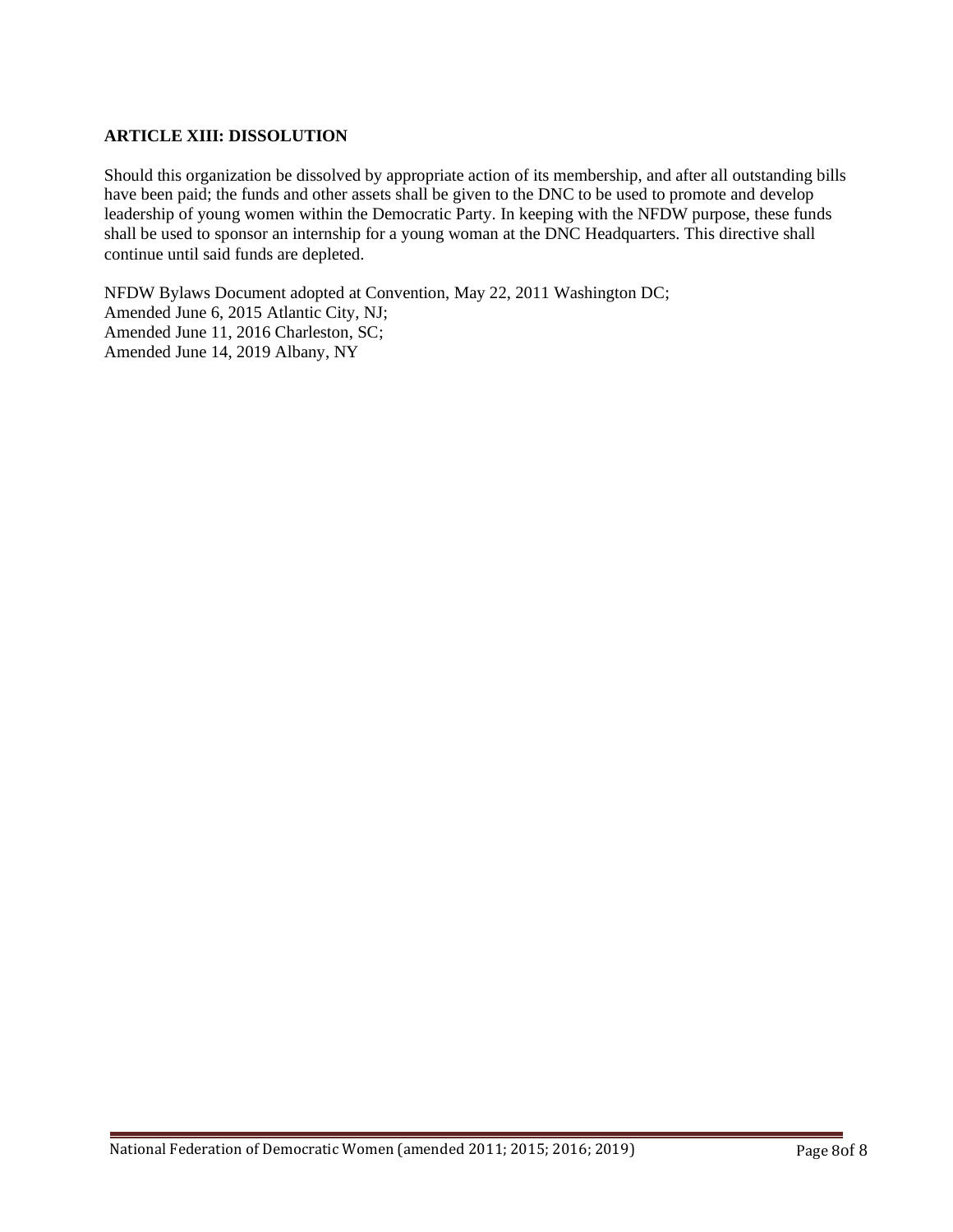**ARTICLE XIII: DISSOLUTION**

Should this organization be dissolved by appropriate action of its membership, and after all outstanding bills have been paid; the funds and other assets shall be given to the DNC to be used to promote and develop leadership of young women within the Democratic Party. In keeping with the NFDW purpose, these funds shall be used to sponsor an internship for a young woman at the DNC Headquarters. This directive shall continue until said funds are depleted.

NFDW Bylaws Document adopted at Convention, May 22, 2011 Washington DC;
Amended June 6, 2015 Atlantic City, NJ;
Amended June 11, 2016 Charleston, SC;
Amended June 14, 2019 Albany, NY